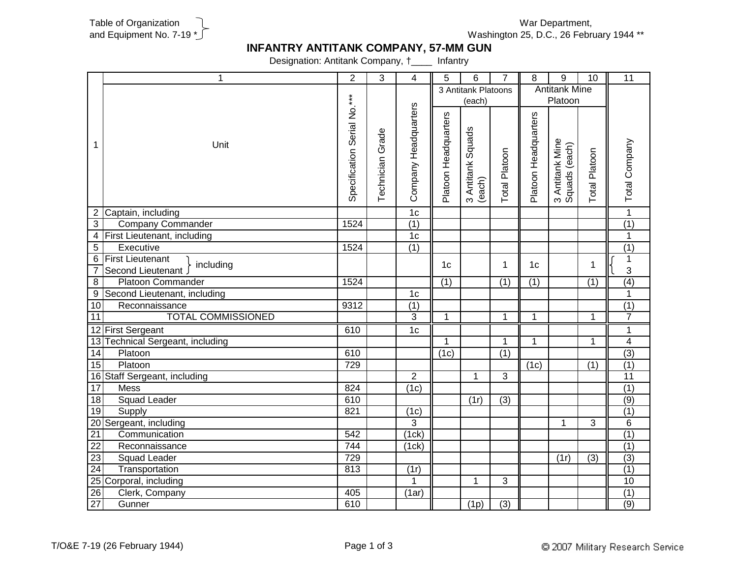Table of Organization and Equipment No. 7-19 *

War Department, Washington 25, D.C., 26 February 1944 **

# INFANTRY ANTITANK COMPANY, 57-MM GUN

Designation: Antitank Company, †____ Infantry

| 1 | 1 | 2 | 3 | 4 | 5 | 6 | 7 | 8 | 9 | 10 | 11 |
|---|---|---|---|---|---|---|---|---|---|---|---|
| | | | | | 3 Antitank Platoons (each) | | | Antitank Mine Platoon | | | |
| 1 | Unit | Specification Serial No.*** | Technician Grade | Company Headquarters | Platoon Headquarters | 3 Antitank Squads (each) | Total Platoon | Platoon Headquarters | 3 Antitank Mine Squads (each) | Total Platoon | Total Company |
| 2 | Captain, including | | | 1c | | | | | | | 1 |
| 3 | Company Commander | 1524 | | (1) | | | | | | | (1) |
| 4 | First Lieutenant, including | | | 1c | | | | | | | 1 |
| 5 | Executive | 1524 | | (1) | | | | | | | (1) |
| 6 | First Lieutenant } including | | | | 1c | | 1 | 1c | | 1 | 1 |
| 7 | Second Lieutenant } including | | | | | | | | | | 3 |
| 8 | Platoon Commander | 1524 | | | (1) | | (1) | (1) | | (1) | (4) |
| 9 | Second Lieutenant, including | | | 1c | | | | | | | 1 |
| 10 | Reconnaissance | 9312 | | (1) | | | | | | | (1) |
| 11 | TOTAL COMMISSIONED | | | 3 | 1 | | 1 | 1 | | 1 | 7 |
| 12 | First Sergeant | 610 | | 1c | | | | | | | 1 |
| 13 | Technical Sergeant, including | | | | 1 | | 1 | 1 | | 1 | 4 |
| 14 | Platoon | 610 | | | (1c) | | (1) | | | | (3) |
| 15 | Platoon | 729 | | | | | | (1c) | | (1) | (1) |
| 16 | Staff Sergeant, including | | | 2 | | 1 | 3 | | | | 11 |
| 17 | Mess | 824 | | (1c) | | | | | | | (1) |
| 18 | Squad Leader | 610 | | | | (1r) | (3) | | | | (9) |
| 19 | Supply | 821 | | (1c) | | | | | | | (1) |
| 20 | Sergeant, including | | | 3 | | | | | 1 | 3 | 6 |
| 21 | Communication | 542 | | (1ck) | | | | | | | (1) |
| 22 | Reconnaissance | 744 | | (1ck) | | | | | | | (1) |
| 23 | Squad Leader | 729 | | | | | | | (1r) | (3) | (3) |
| 24 | Transportation | 813 | | (1r) | | | | | | | (1) |
| 25 | Corporal, including | | | 1 | | 1 | 3 | | | | 10 |
| 26 | Clerk, Company | 405 | | (1ar) | | | | | | | (1) |
| 27 | Gunner | 610 | | | | (1p) | (3) | | | | (9) |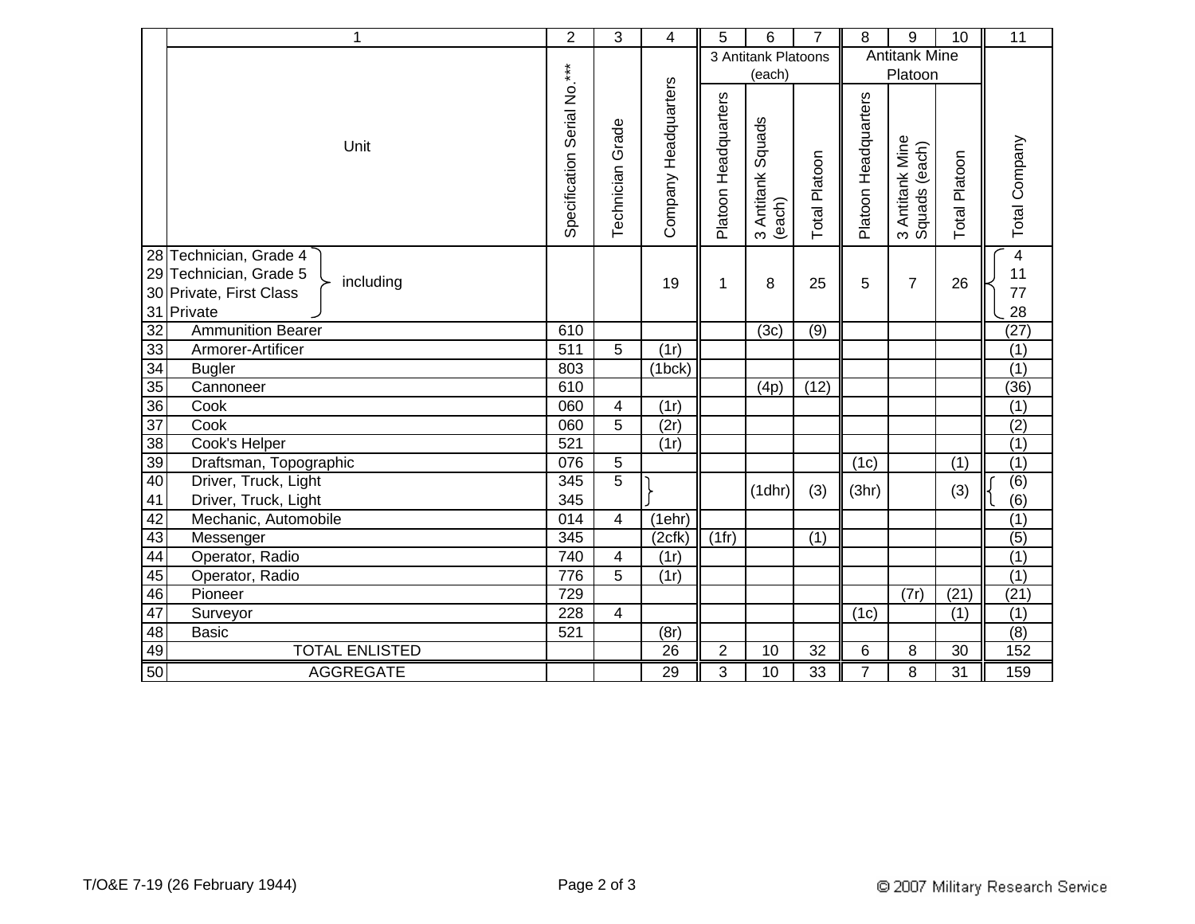| | 1 | 2 | 3 | 4 | 5 | 6 | 7 | 8 | 9 | 10 | 11 |
|---|---|---|---|---|---|---|---|---|---|---|---|
| | Unit | Specification Serial No.*** | Technician Grade | Company Headquarters | 3 Antitank Platoons (each) | | | Antitank Mine Platoon | | | Total Company |
| | | | | | Platoon Headquarters | 3 Antitank Squads (each) | Total Platoon | Platoon Headquarters | 3 Antitank Mine Squads (each) | Total Platoon | |
| 28 | Technician, Grade 4 } including | | | 19 | 1 | 8 | 25 | 5 | 7 | 26 | 4 |
| 29 | Technician, Grade 5 } including | | | | | | | | | | 11 |
| 30 | Private, First Class } including | | | | | | | | | | 77 |
| 31 | Private } including | | | | | | | | | | 28 |
| 32 | Ammunition Bearer | 610 | | | | (3c) | (9) | | | | (27) |
| 33 | Armorer-Artificer | 511 | 5 | (1r) | | | | | | | (1) |
| 34 | Bugler | 803 | | (1bck) | | | | | | | (1) |
| 35 | Cannoneer | 610 | | | | (4p) | (12) | | | | (36) |
| 36 | Cook | 060 | 4 | (1r) | | | | | | | (1) |
| 37 | Cook | 060 | 5 | (2r) | | | | | | | (2) |
| 38 | Cook's Helper | 521 | | (1r) | | | | | | | (1) |
| 39 | Draftsman, Topographic | 076 | 5 | | | | | (1c) | | (1) | (1) |
| 40 | Driver, Truck, Light | 345 | 5 | } | | (1dhr) | (3) | (3hr) | | (3) | (6) |
| 41 | Driver, Truck, Light | 345 | | | | | | | | | (6) |
| 42 | Mechanic, Automobile | 014 | 4 | (1ehr) | | | | | | | (1) |
| 43 | Messenger | 345 | | (2cfk) | (1fr) | | (1) | | | | (5) |
| 44 | Operator, Radio | 740 | 4 | (1r) | | | | | | | (1) |
| 45 | Operator, Radio | 776 | 5 | (1r) | | | | | | | (1) |
| 46 | Pioneer | 729 | | | | | | | (7r) | (21) | (21) |
| 47 | Surveyor | 228 | 4 | | | | | (1c) | | (1) | (1) |
| 48 | Basic | 521 | | (8r) | | | | | | | (8) |
| 49 | TOTAL ENLISTED | | | 26 | 2 | 10 | 32 | 6 | 8 | 30 | 152 |
| 50 | AGGREGATE | | | 29 | 3 | 10 | 33 | 7 | 8 | 31 | 159 |

T/O&E 7-19 (26 February 1944)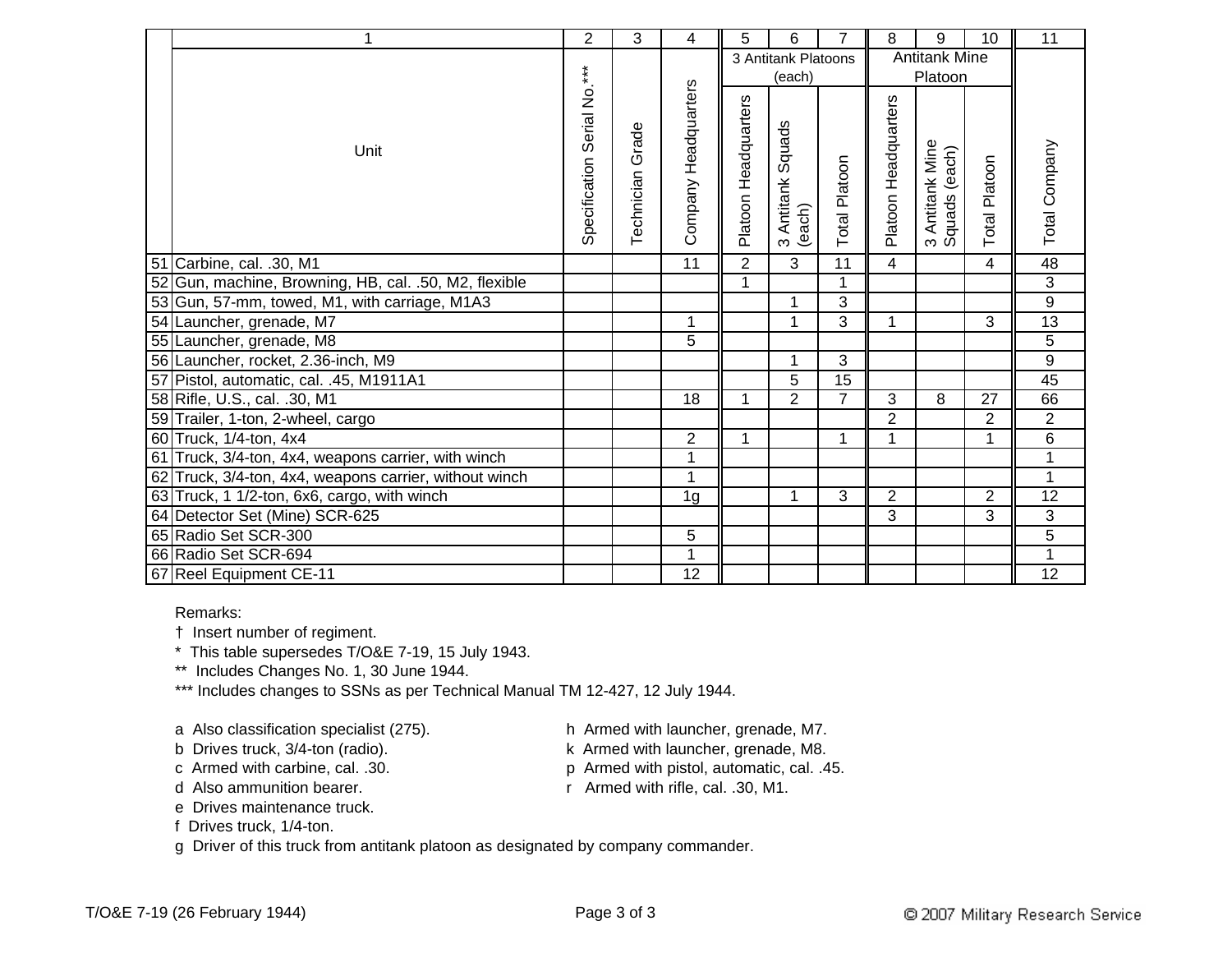| | 1 | 2 | 3 | 4 | 5 | 6 | 7 | 8 | 9 | 10 | 11 |
|---|---|---|---|---|---|---|---|---|---|---|---|
| | | | | | 3 Antitank Platoons (each) | | | Antitank Mine Platoon | | | |
| | Unit | Specification Serial No.*** | Technician Grade | Company Headquarters | Platoon Headquarters | 3 Antitank Squads (each) | Total Platoon | Platoon Headquarters | 3 Antitank Mine Squads (each) | Total Platoon | Total Company |
| 51 | Carbine, cal. .30, M1 | | | 11 | 2 | 3 | 11 | 4 | | 4 | 48 |
| 52 | Gun, machine, Browning, HB, cal. .50, M2, flexible | | | | 1 | | 1 | | | | 3 |
| 53 | Gun, 57-mm, towed, M1, with carriage, M1A3 | | | | | 1 | 3 | | | | 9 |
| 54 | Launcher, grenade, M7 | | | 1 | | 1 | 3 | 1 | | 3 | 13 |
| 55 | Launcher, grenade, M8 | | | 5 | | | | | | | 5 |
| 56 | Launcher, rocket, 2.36-inch, M9 | | | | | 1 | 3 | | | | 9 |
| 57 | Pistol, automatic, cal. .45, M1911A1 | | | | | 5 | 15 | | | | 45 |
| 58 | Rifle, U.S., cal. .30, M1 | | | 18 | 1 | 2 | 7 | 3 | 8 | 27 | 66 |
| 59 | Trailer, 1-ton, 2-wheel, cargo | | | | | | | 2 | | 2 | 2 |
| 60 | Truck, 1/4-ton, 4x4 | | | 2 | 1 | | 1 | 1 | | 1 | 6 |
| 61 | Truck, 3/4-ton, 4x4, weapons carrier, with winch | | | 1 | | | | | | | 1 |
| 62 | Truck, 3/4-ton, 4x4, weapons carrier, without winch | | | 1 | | | | | | | 1 |
| 63 | Truck, 1 1/2-ton, 6x6, cargo, with winch | | | 1g | | 1 | 3 | 2 | | 2 | 12 |
| 64 | Detector Set (Mine) SCR-625 | | | | | | | 3 | | 3 | 3 |
| 65 | Radio Set SCR-300 | | | 5 | | | | | | | 5 |
| 66 | Radio Set SCR-694 | | | 1 | | | | | | | 1 |
| 67 | Reel Equipment CE-11 | | | 12 | | | | | | | 12 |

Remarks:

† Insert number of regiment.

* This table supersedes T/O&E 7-19, 15 July 1943.

** Includes Changes No. 1, 30 June 1944.

*** Includes changes to SSNs as per Technical Manual TM 12-427, 12 July 1944.

a Also classification specialist (275).

b Drives truck, 3/4-ton (radio).

c Armed with carbine, cal. .30.

d Also ammunition bearer.

e Drives maintenance truck.

f Drives truck, 1/4-ton.

g Driver of this truck from antitank platoon as designated by company commander.

h Armed with launcher, grenade, M7.

k Armed with launcher, grenade, M8.

p Armed with pistol, automatic, cal. .45.

r Armed with rifle, cal. .30, M1.

T/O&E 7-19 (26 February 1944)